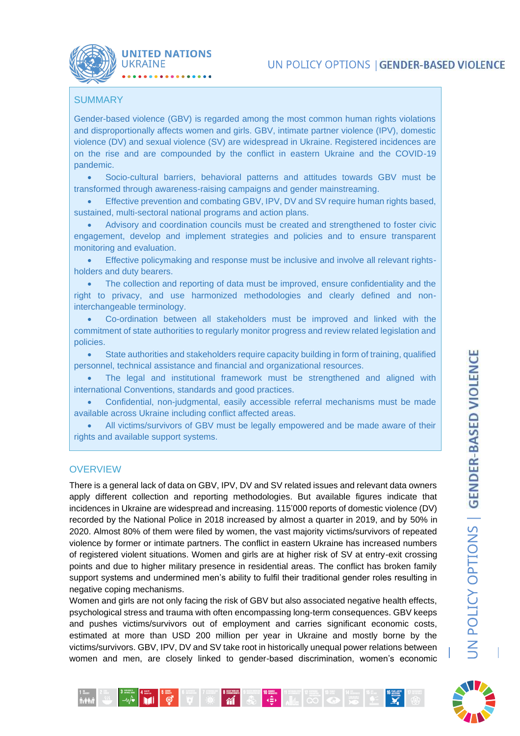## SUMMARY

Gender-based violence (GBV) is regarded among the most common human rights violations and disproportionally affects women and girls. GBV, intimate partner violence (IPV), domestic violence (DV) and sexual violence (SV) are widespread in Ukraine. Registered incidences are on the rise and are compounded by the conflict in eastern Ukraine and the COVID-19 pandemic.

- Socio-cultural barriers, behavioral patterns and attitudes towards GBV must be transformed through awareness-raising campaigns and gender mainstreaming.
- Effective prevention and combating GBV, IPV, DV and SV require human rights based, sustained, multi-sectoral national programs and action plans.
- Advisory and coordination councils must be created and strengthened to foster civic engagement, develop and implement strategies and policies and to ensure transparent monitoring and evaluation.
- Effective policymaking and response must be inclusive and involve all relevant rights-holders and duty bearers.
- The collection and reporting of data must be improved, ensure confidentiality and the right to privacy, and use harmonized methodologies and clearly defined and non-interchangeable terminology.
- Co-ordination between all stakeholders must be improved and linked with the commitment of state authorities to regularly monitor progress and review related legislation and policies.
- State authorities and stakeholders require capacity building in form of training, qualified personnel, technical assistance and financial and organizational resources.
- The legal and institutional framework must be strengthened and aligned with international Conventions, standards and good practices.
- Confidential, non-judgmental, easily accessible referral mechanisms must be made available across Ukraine including conflict affected areas.
- All victims/survivors of GBV must be legally empowered and be made aware of their rights and available support systems.

## OVERVIEW

There is a general lack of data on GBV, IPV, DV and SV related issues and relevant data owners apply different collection and reporting methodologies. But available figures indicate that incidences in Ukraine are widespread and increasing. 115'000 reports of domestic violence (DV) recorded by the National Police in 2018 increased by almost a quarter in 2019, and by 50% in 2020. Almost 80% of them were filed by women, the vast majority victims/survivors of repeated violence by former or intimate partners. The conflict in eastern Ukraine has increased numbers of registered violent situations. Women and girls are at higher risk of SV at entry-exit crossing points and due to higher military presence in residential areas. The conflict has broken family support systems and undermined men's ability to fulfil their traditional gender roles resulting in negative coping mechanisms.

Women and girls are not only facing the risk of GBV but also associated negative health effects, psychological stress and trauma with often encompassing long-term consequences. GBV keeps and pushes victims/survivors out of employment and carries significant economic costs, estimated at more than USD 200 million per year in Ukraine and mostly borne by the victims/survivors. GBV, IPV, DV and SV take root in historically unequal power relations between women and men, are closely linked to gender-based discrimination, women's economic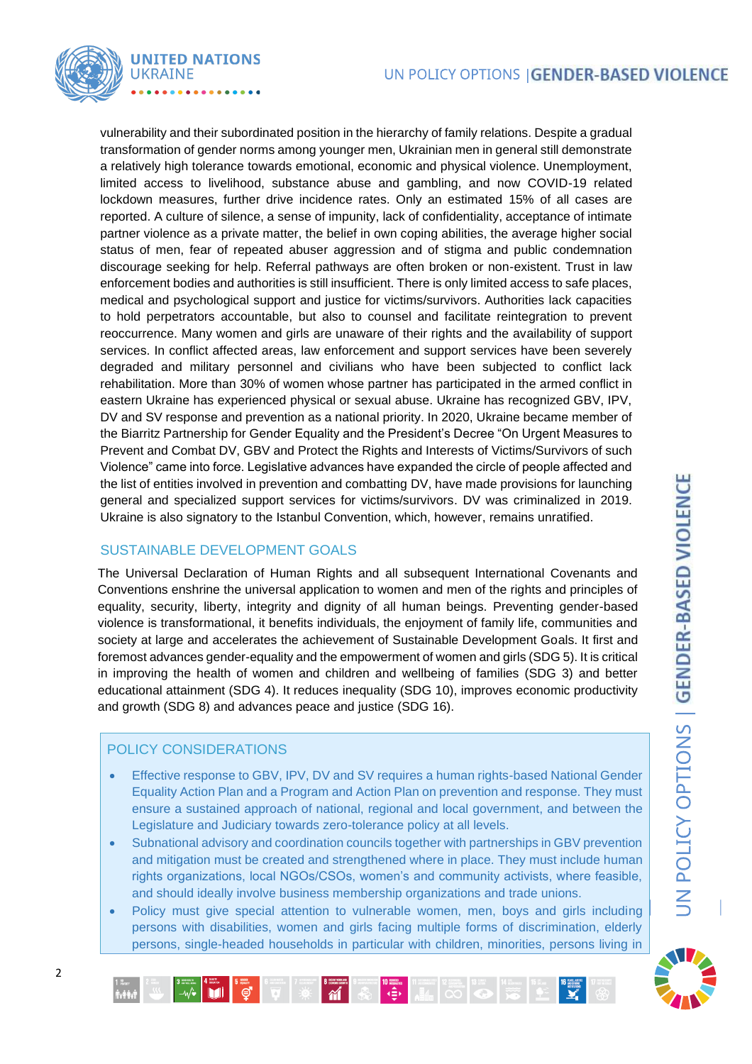vulnerability and their subordinated position in the hierarchy of family relations. Despite a gradual transformation of gender norms among younger men, Ukrainian men in general still demonstrate a relatively high tolerance towards emotional, economic and physical violence. Unemployment, limited access to livelihood, substance abuse and gambling, and now COVID-19 related lockdown measures, further drive incidence rates. Only an estimated 15% of all cases are reported. A culture of silence, a sense of impunity, lack of confidentiality, acceptance of intimate partner violence as a private matter, the belief in own coping abilities, the average higher social status of men, fear of repeated abuser aggression and of stigma and public condemnation discourage seeking for help. Referral pathways are often broken or non-existent. Trust in law enforcement bodies and authorities is still insufficient. There is only limited access to safe places, medical and psychological support and justice for victims/survivors. Authorities lack capacities to hold perpetrators accountable, but also to counsel and facilitate reintegration to prevent reoccurrence. Many women and girls are unaware of their rights and the availability of support services. In conflict affected areas, law enforcement and support services have been severely degraded and military personnel and civilians who have been subjected to conflict lack rehabilitation. More than 30% of women whose partner has participated in the armed conflict in eastern Ukraine has experienced physical or sexual abuse. Ukraine has recognized GBV, IPV, DV and SV response and prevention as a national priority. In 2020, Ukraine became member of the Biarritz Partnership for Gender Equality and the President's Decree "On Urgent Measures to Prevent and Combat DV, GBV and Protect the Rights and Interests of Victims/Survivors of such Violence" came into force. Legislative advances have expanded the circle of people affected and the list of entities involved in prevention and combatting DV, have made provisions for launching general and specialized support services for victims/survivors. DV was criminalized in 2019. Ukraine is also signatory to the Istanbul Convention, which, however, remains unratified.

## SUSTAINABLE DEVELOPMENT GOALS

The Universal Declaration of Human Rights and all subsequent International Covenants and Conventions enshrine the universal application to women and men of the rights and principles of equality, security, liberty, integrity and dignity of all human beings. Preventing gender-based violence is transformational, it benefits individuals, the enjoyment of family life, communities and society at large and accelerates the achievement of Sustainable Development Goals. It first and foremost advances gender-equality and the empowerment of women and girls (SDG 5). It is critical in improving the health of women and children and wellbeing of families (SDG 3) and better educational attainment (SDG 4). It reduces inequality (SDG 10), improves economic productivity and growth (SDG 8) and advances peace and justice (SDG 16).

## POLICY CONSIDERATIONS

- Effective response to GBV, IPV, DV and SV requires a human rights-based National Gender Equality Action Plan and a Program and Action Plan on prevention and response. They must ensure a sustained approach of national, regional and local government, and between the Legislature and Judiciary towards zero-tolerance policy at all levels.
- Subnational advisory and coordination councils together with partnerships in GBV prevention and mitigation must be created and strengthened where in place. They must include human rights organizations, local NGOs/CSOs, women's and community activists, where feasible, and should ideally involve business membership organizations and trade unions.
- Policy must give special attention to vulnerable women, men, boys and girls including persons with disabilities, women and girls facing multiple forms of discrimination, elderly persons, single-headed households in particular with children, minorities, persons living in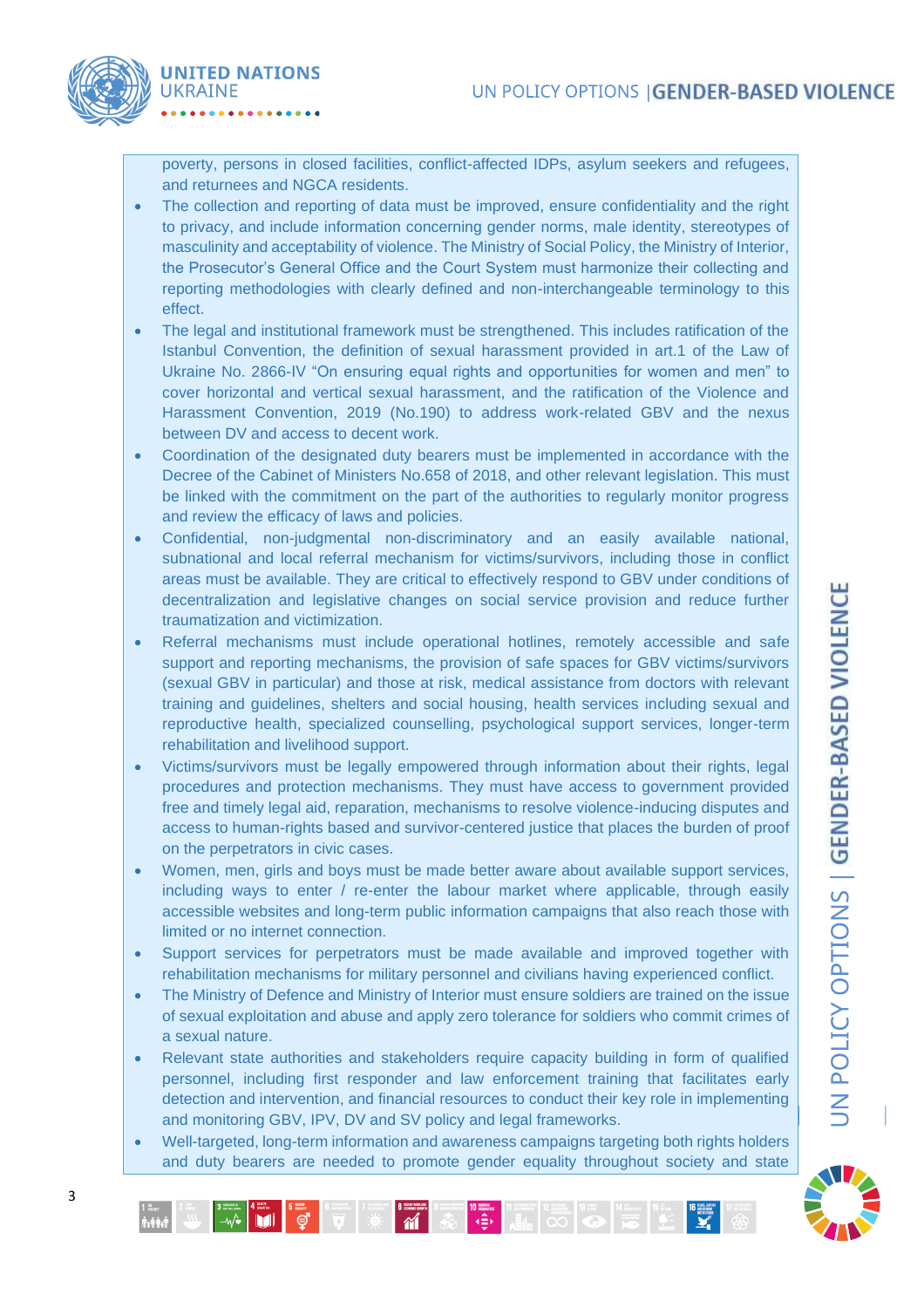poverty, persons in closed facilities, conflict-affected IDPs, asylum seekers and refugees, and returnees and NGCA residents.

- The collection and reporting of data must be improved, ensure confidentiality and the right to privacy, and include information concerning gender norms, male identity, stereotypes of masculinity and acceptability of violence. The Ministry of Social Policy, the Ministry of Interior, the Prosecutor's General Office and the Court System must harmonize their collecting and reporting methodologies with clearly defined and non-interchangeable terminology to this effect.
- The legal and institutional framework must be strengthened. This includes ratification of the Istanbul Convention, the definition of sexual harassment provided in art.1 of the Law of Ukraine No. 2866-IV "On ensuring equal rights and opportunities for women and men" to cover horizontal and vertical sexual harassment, and the ratification of the Violence and Harassment Convention, 2019 (No.190) to address work-related GBV and the nexus between DV and access to decent work.
- Coordination of the designated duty bearers must be implemented in accordance with the Decree of the Cabinet of Ministers No.658 of 2018, and other relevant legislation. This must be linked with the commitment on the part of the authorities to regularly monitor progress and review the efficacy of laws and policies.
- Confidential, non-judgmental non-discriminatory and an easily available national, subnational and local referral mechanism for victims/survivors, including those in conflict areas must be available. They are critical to effectively respond to GBV under conditions of decentralization and legislative changes on social service provision and reduce further traumatization and victimization.
- Referral mechanisms must include operational hotlines, remotely accessible and safe support and reporting mechanisms, the provision of safe spaces for GBV victims/survivors (sexual GBV in particular) and those at risk, medical assistance from doctors with relevant training and guidelines, shelters and social housing, health services including sexual and reproductive health, specialized counselling, psychological support services, longer-term rehabilitation and livelihood support.
- Victims/survivors must be legally empowered through information about their rights, legal procedures and protection mechanisms. They must have access to government provided free and timely legal aid, reparation, mechanisms to resolve violence-inducing disputes and access to human-rights based and survivor-centered justice that places the burden of proof on the perpetrators in civic cases.
- Women, men, girls and boys must be made better aware about available support services, including ways to enter / re-enter the labour market where applicable, through easily accessible websites and long-term public information campaigns that also reach those with limited or no internet connection.
- Support services for perpetrators must be made available and improved together with rehabilitation mechanisms for military personnel and civilians having experienced conflict.
- The Ministry of Defence and Ministry of Interior must ensure soldiers are trained on the issue of sexual exploitation and abuse and apply zero tolerance for soldiers who commit crimes of a sexual nature.
- Relevant state authorities and stakeholders require capacity building in form of qualified personnel, including first responder and law enforcement training that facilitates early detection and intervention, and financial resources to conduct their key role in implementing and monitoring GBV, IPV, DV and SV policy and legal frameworks.
- Well-targeted, long-term information and awareness campaigns targeting both rights holders and duty bearers are needed to promote gender equality throughout society and state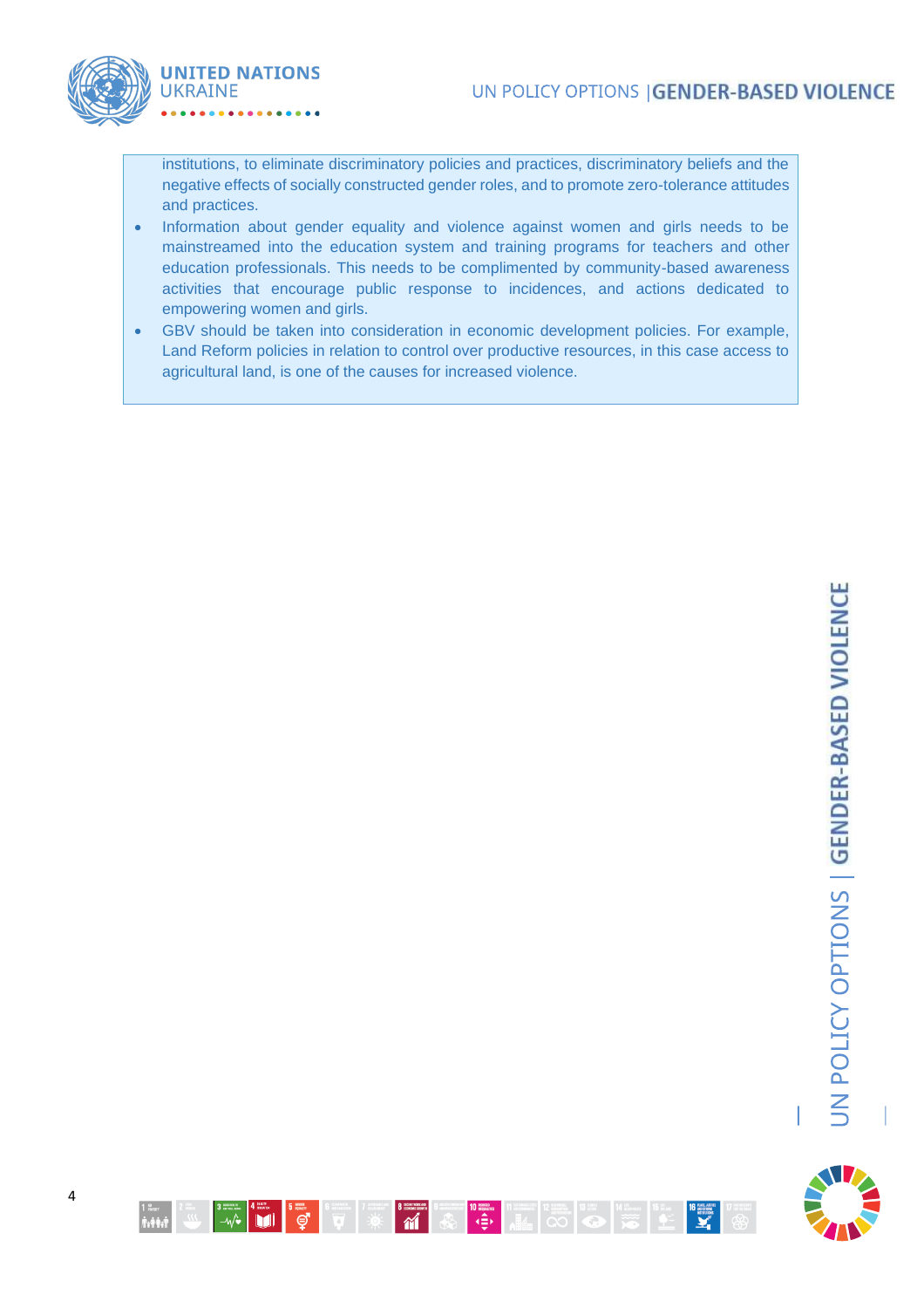institutions, to eliminate discriminatory policies and practices, discriminatory beliefs and the negative effects of socially constructed gender roles, and to promote zero-tolerance attitudes and practices.

- Information about gender equality and violence against women and girls needs to be mainstreamed into the education system and training programs for teachers and other education professionals. This needs to be complimented by community-based awareness activities that encourage public response to incidences, and actions dedicated to empowering women and girls.
- GBV should be taken into consideration in economic development policies. For example, Land Reform policies in relation to control over productive resources, in this case access to agricultural land, is one of the causes for increased violence.